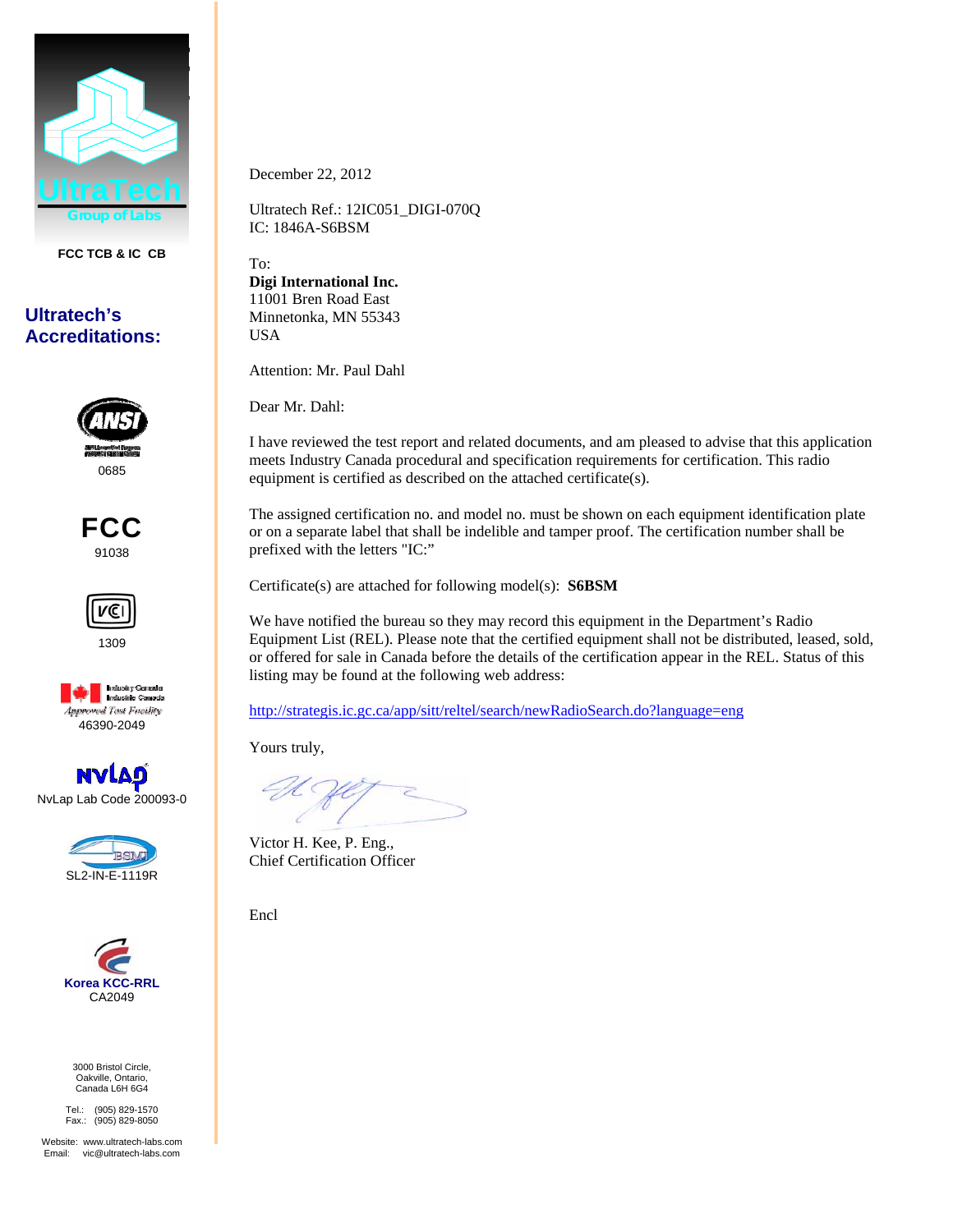UltraTech
Group of Labs

FCC TCB & IC CB

**Ultratech's Accreditations:**

ANSI
0685

FCC
91038

VCCI
1309

Industry Canada
Approved Test Facility
46390-2049

NVLAP
NvLap Lab Code 200093-0

BSMI
SL2-IN-E-1119R

Korea KCC-RRL
CA2049

3000 Bristol Circle,
Oakville, Ontario,
Canada L6H 6G4

Tel.: (905) 829-1570
Fax.: (905) 829-8050

Website: www.ultratech-labs.com
Email: vic@ultratech-labs.com

December 22, 2012

Ultratech Ref.: 12IC051_DIGI-070Q
IC: 1846A-S6BSM

To:
**Digi International Inc.**
11001 Bren Road East
Minnetonka, MN 55343
USA

Attention: Mr. Paul Dahl

Dear Mr. Dahl:

I have reviewed the test report and related documents, and am pleased to advise that this application meets Industry Canada procedural and specification requirements for certification. This radio equipment is certified as described on the attached certificate(s).

The assigned certification no. and model no. must be shown on each equipment identification plate or on a separate label that shall be indelible and tamper proof. The certification number shall be prefixed with the letters "IC:"

Certificate(s) are attached for following model(s): **S6BSM**

We have notified the bureau so they may record this equipment in the Department's Radio Equipment List (REL). Please note that the certified equipment shall not be distributed, leased, sold, or offered for sale in Canada before the details of the certification appear in the REL. Status of this listing may be found at the following web address:

http://strategis.ic.gc.ca/app/sitt/reltel/search/newRadioSearch.do?language=eng

Yours truly,

Victor H. Kee, P. Eng.,
Chief Certification Officer

Encl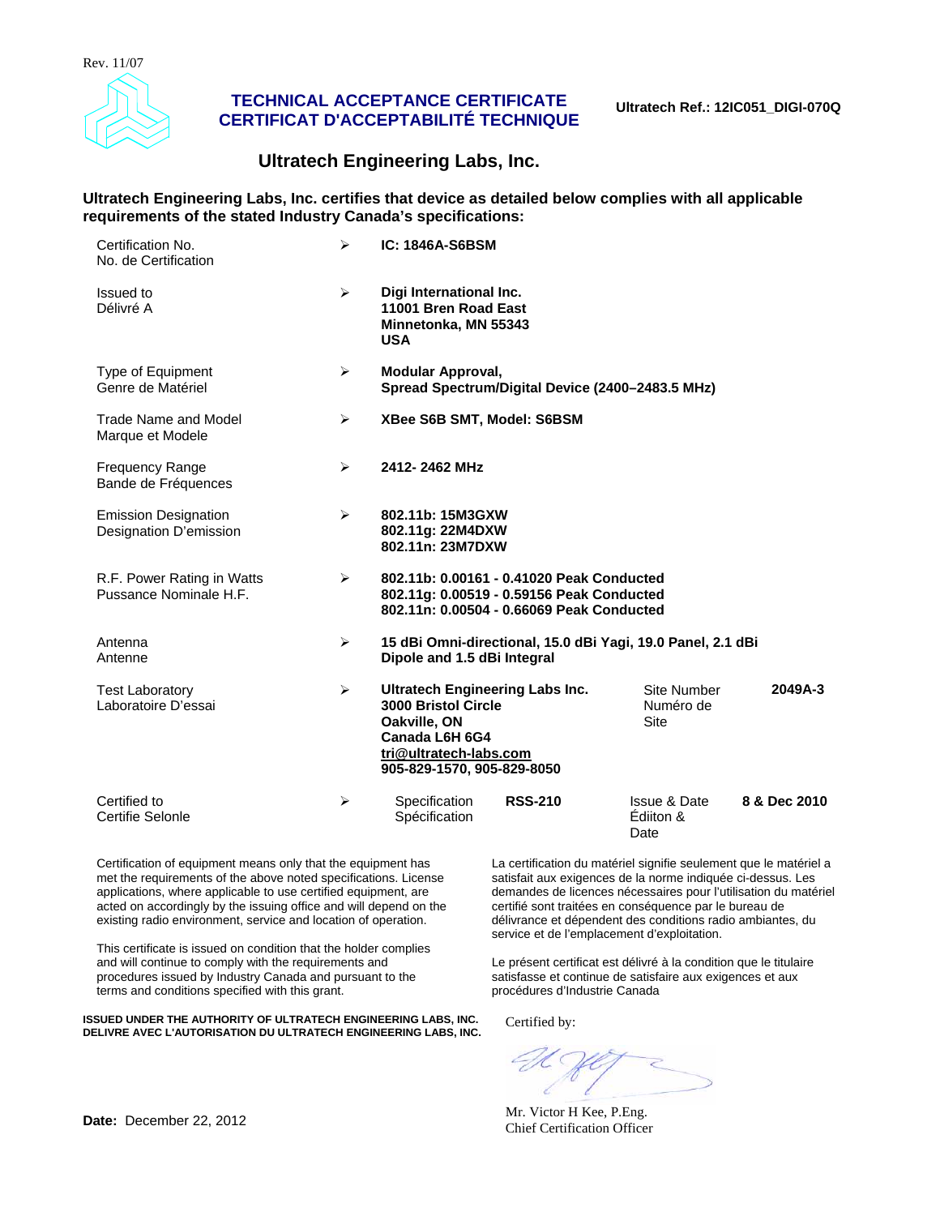Rev. 11/07

# TECHNICAL ACCEPTANCE CERTIFICATE
# CERTIFICAT D'ACCEPTABILITÉ TECHNIQUE

**Ultratech Ref.: 12IC051_DIGI-070Q**

## Ultratech Engineering Labs, Inc.

**Ultratech Engineering Labs, Inc. certifies that device as detailed below complies with all applicable requirements of the stated Industry Canada's specifications:**

| | | |
|---|---|---|
| Certification No.<br>No. de Certification | ➢ | **IC: 1846A-S6BSM** |
| Issued to<br>Délivré A | ➢ | **Digi International Inc.<br>11001 Bren Road East<br>Minnetonka, MN 55343<br>USA** |
| Type of Equipment<br>Genre de Matériel | ➢ | **Modular Approval,<br>Spread Spectrum/Digital Device (2400–2483.5 MHz)** |
| Trade Name and Model<br>Marque et Modele | ➢ | **XBee S6B SMT, Model: S6BSM** |
| Frequency Range<br>Bande de Fréquences | ➢ | **2412- 2462 MHz** |
| Emission Designation<br>Designation D'emission | ➢ | **802.11b: 15M3GXW<br>802.11g: 22M4DXW<br>802.11n: 23M7DXW** |
| R.F. Power Rating in Watts<br>Pussance Nominale H.F. | ➢ | **802.11b: 0.00161 - 0.41020 Peak Conducted<br>802.11g: 0.00519 - 0.59156 Peak Conducted<br>802.11n: 0.00504 - 0.66069 Peak Conducted** |
| Antenna<br>Antenne | ➢ | **15 dBi Omni-directional, 15.0 dBi Yagi, 19.0 Panel, 2.1 dBi Dipole and 1.5 dBi Integral** |
| Test Laboratory<br>Laboratoire D'essai | ➢ | **Ultratech Engineering Labs Inc.<br>3000 Bristol Circle<br>Oakville, ON<br>Canada L6H 6G4<br>tri@ultratech-labs.com<br>905-829-1570, 905-829-8050**<br>Site Number / Numéro de Site: **2049A-3** |
| Certified to<br>Certifie Selonle | ➢ | Specification / Spécification: **RSS-210**<br>Issue & Date / Édiiton & Date: **8 & Dec 2010** |

Certification of equipment means only that the equipment has met the requirements of the above noted specifications. License applications, where applicable to use certified equipment, are acted on accordingly by the issuing office and will depend on the existing radio environment, service and location of operation.

This certificate is issued on condition that the holder complies and will continue to comply with the requirements and procedures issued by Industry Canada and pursuant to the terms and conditions specified with this grant.

La certification du matériel signifie seulement que le matériel a satisfait aux exigences de la norme indiquée ci-dessus. Les demandes de licences nécessaires pour l'utilisation du matériel certifié sont traitées en conséquence par le bureau de délivrance et dépendent des conditions radio ambiantes, du service et de l'emplacement d'exploitation.

Le présent certificat est délivré à la condition que le titulaire satisfasse et continue de satisfaire aux exigences et aux procédures d'Industrie Canada

**ISSUED UNDER THE AUTHORITY OF ULTRATECH ENGINEERING LABS, INC.**
**DELIVRE AVEC L'AUTORISATION DU ULTRATECH ENGINEERING LABS, INC.**

Certified by:

Mr. Victor H Kee, P.Eng.
Chief Certification Officer

**Date:** December 22, 2012